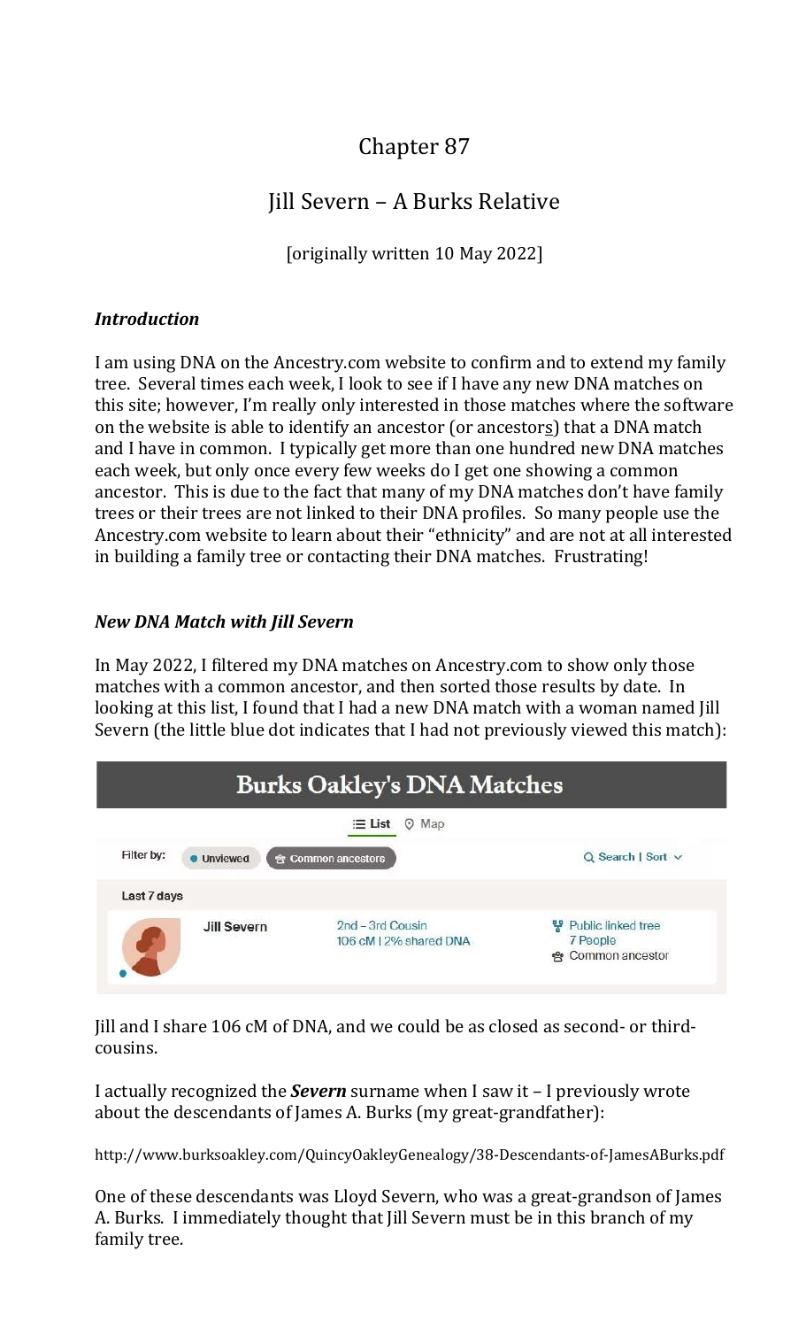# Chapter 87

## Jill Severn – A Burks Relative

[originally written 10 May 2022]

### *Introduction*

I am using DNA on the Ancestry.com website to confirm and to extend my family tree. Several times each week, I look to see if I have any new DNA matches on this site; however, I'm really only interested in those matches where the software on the website is able to identify an ancestor (or ancestors) that a DNA match and I have in common. I typically get more than one hundred new DNA matches each week, but only once every few weeks do I get one showing a common ancestor. This is due to the fact that many of my DNA matches don't have family trees or their trees are not linked to their DNA profiles. So many people use the Ancestry.com website to learn about their "ethnicity" and are not at all interested in building a family tree or contacting their DNA matches. Frustrating!

### *New DNA Match with Jill Severn*

In May 2022, I filtered my DNA matches on Ancestry.com to show only those matches with a common ancestor, and then sorted those results by date. In looking at this list, I found that I had a new DNA match with a woman named Jill Severn (the little blue dot indicates that I had not previously viewed this match):

**Burks Oakley's DNA Matches**

List | Map

Filter by: Unviewed | Common ancestors — Search | Sort

Last 7 days

| | | |
|---|---|---|
| Jill Severn | 2nd – 3rd Cousin<br>106 cM \| 2% shared DNA | Public linked tree<br>7 People<br>Common ancestor |

Jill and I share 106 cM of DNA, and we could be as closed as second- or third-cousins.

I actually recognized the ***Severn*** surname when I saw it – I previously wrote about the descendants of James A. Burks (my great-grandfather):

http://www.burksoakley.com/QuincyOakleyGenealogy/38-Descendants-of-JamesABurks.pdf

One of these descendants was Lloyd Severn, who was a great-grandson of James A. Burks. I immediately thought that Jill Severn must be in this branch of my family tree.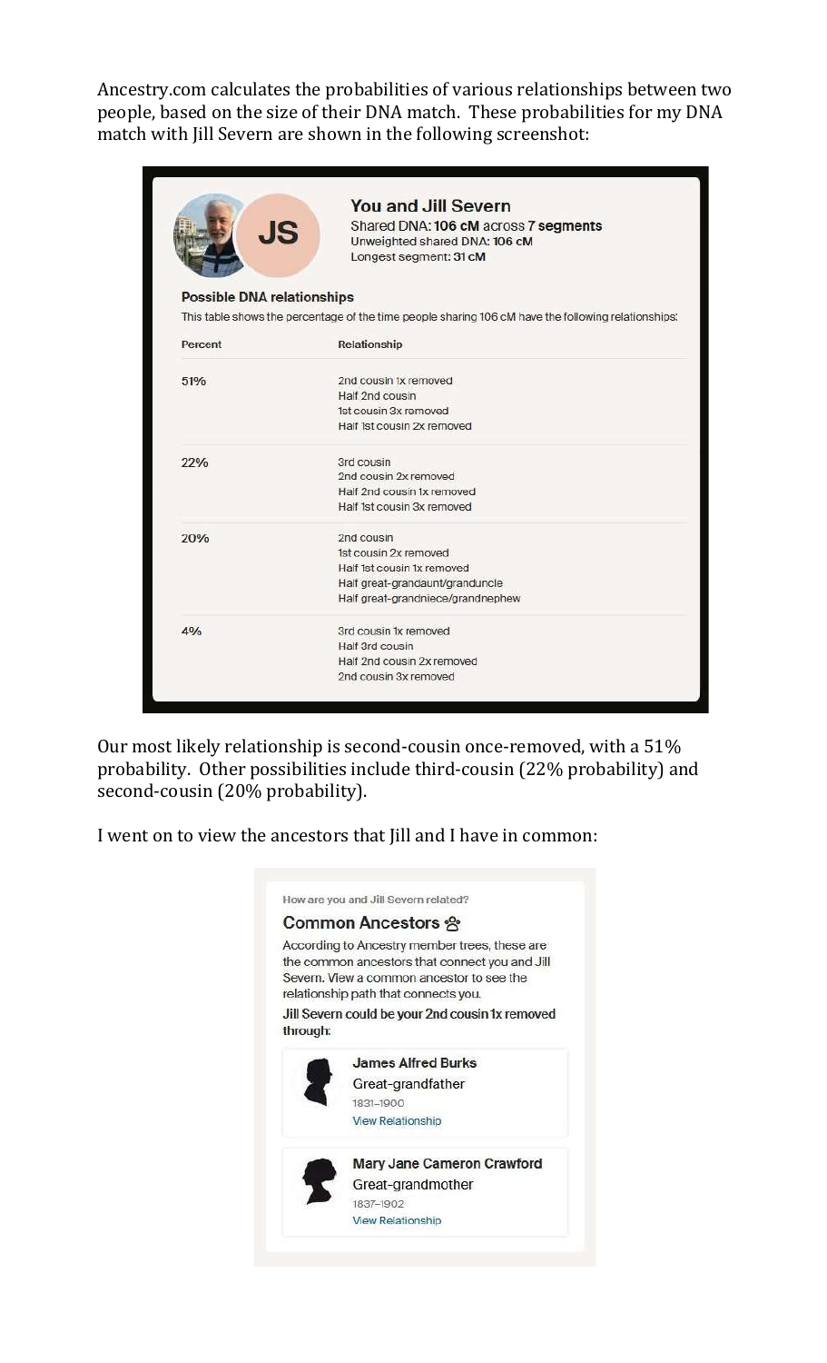Ancestry.com calculates the probabilities of various relationships between two people, based on the size of their DNA match. These probabilities for my DNA match with Jill Severn are shown in the following screenshot:

**You and Jill Severn**
Shared DNA: **106 cM** across 7 **segments**
Unweighted shared DNA: 106 cM
Longest segment: 31 cM

**Possible DNA relationships**

This table shows the percentage of the time people sharing 106 cM have the following relationships:

| Percent | Relationship |
|---|---|
| 51% | 2nd cousin 1x removed<br>Half 2nd cousin<br>1st cousin 3x removed<br>Half 1st cousin 2x removed |
| 22% | 3rd cousin<br>2nd cousin 2x removed<br>Half 2nd cousin 1x removed<br>Half 1st cousin 3x removed |
| 20% | 2nd cousin<br>1st cousin 2x removed<br>Half 1st cousin 1x removed<br>Half great-grandaunt/granduncle<br>Half great-grandniece/grandnephew |
| 4% | 3rd cousin 1x removed<br>Half 3rd cousin<br>Half 2nd cousin 2x removed<br>2nd cousin 3x removed |

Our most likely relationship is second-cousin once-removed, with a 51% probability. Other possibilities include third-cousin (22% probability) and second-cousin (20% probability).

I went on to view the ancestors that Jill and I have in common:

How are you and Jill Severn related?

**Common Ancestors**

According to Ancestry member trees, these are the common ancestors that connect you and Jill Severn. View a common ancestor to see the relationship path that connects you.

**Jill Severn could be your 2nd cousin 1x removed through:**

**James Alfred Burks**
Great-grandfather
1831–1900
View Relationship

**Mary Jane Cameron Crawford**
Great-grandmother
1837–1902
View Relationship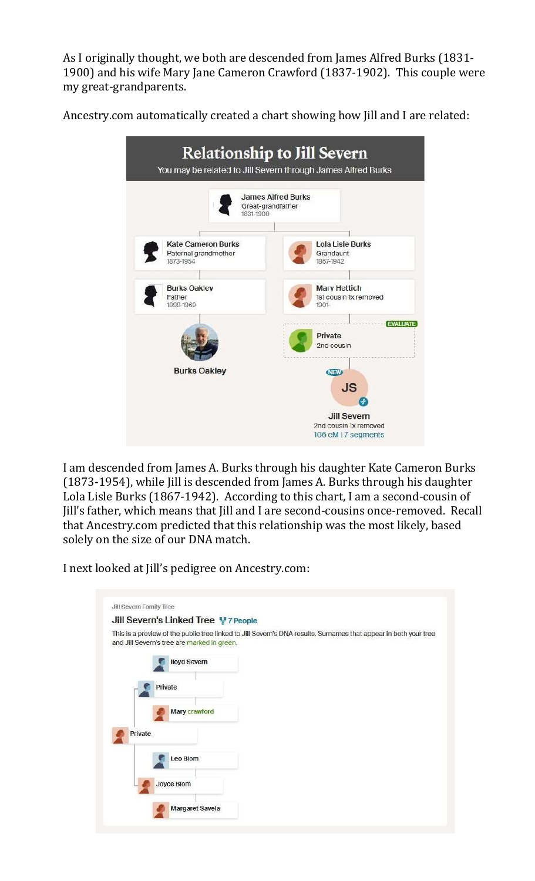As I originally thought, we both are descended from James Alfred Burks (1831-1900) and his wife Mary Jane Cameron Crawford (1837-1902). This couple were my great-grandparents.

Ancestry.com automatically created a chart showing how Jill and I are related:

**Relationship to Jill Severn**

You may be related to Jill Severn through James Alfred Burks

James Alfred Burks
Great-grandfather
1831-1900

Kate Cameron Burks
Paternal grandmother
1873-1954

Burks Oakley
Father
1898-1969

Burks Oakley

Lola Lisle Burks
Grandaunt
1867-1942

Mary Hettich
1st cousin 1x removed
1901-

EVALUATE
Private
2nd cousin

NEW
JS
Jill Severn
2nd cousin 1x removed
106 cM | 7 segments

I am descended from James A. Burks through his daughter Kate Cameron Burks (1873-1954), while Jill is descended from James A. Burks through his daughter Lola Lisle Burks (1867-1942). According to this chart, I am a second-cousin of Jill's father, which means that Jill and I are second-cousins once-removed. Recall that Ancestry.com predicted that this relationship was the most likely, based solely on the size of our DNA match.

I next looked at Jill's pedigree on Ancestry.com:

Jill Severn Family Tree

**Jill Severn's Linked Tree** 7 People

This is a preview of the public tree linked to Jill Severn's DNA results. Surnames that appear in both your tree and Jill Severn's tree are marked in green.

- Private
  - Private
    - lloyd Severn
    - Mary crawford
  - Joyce Blom
    - Leo Blom
    - Margaret Savela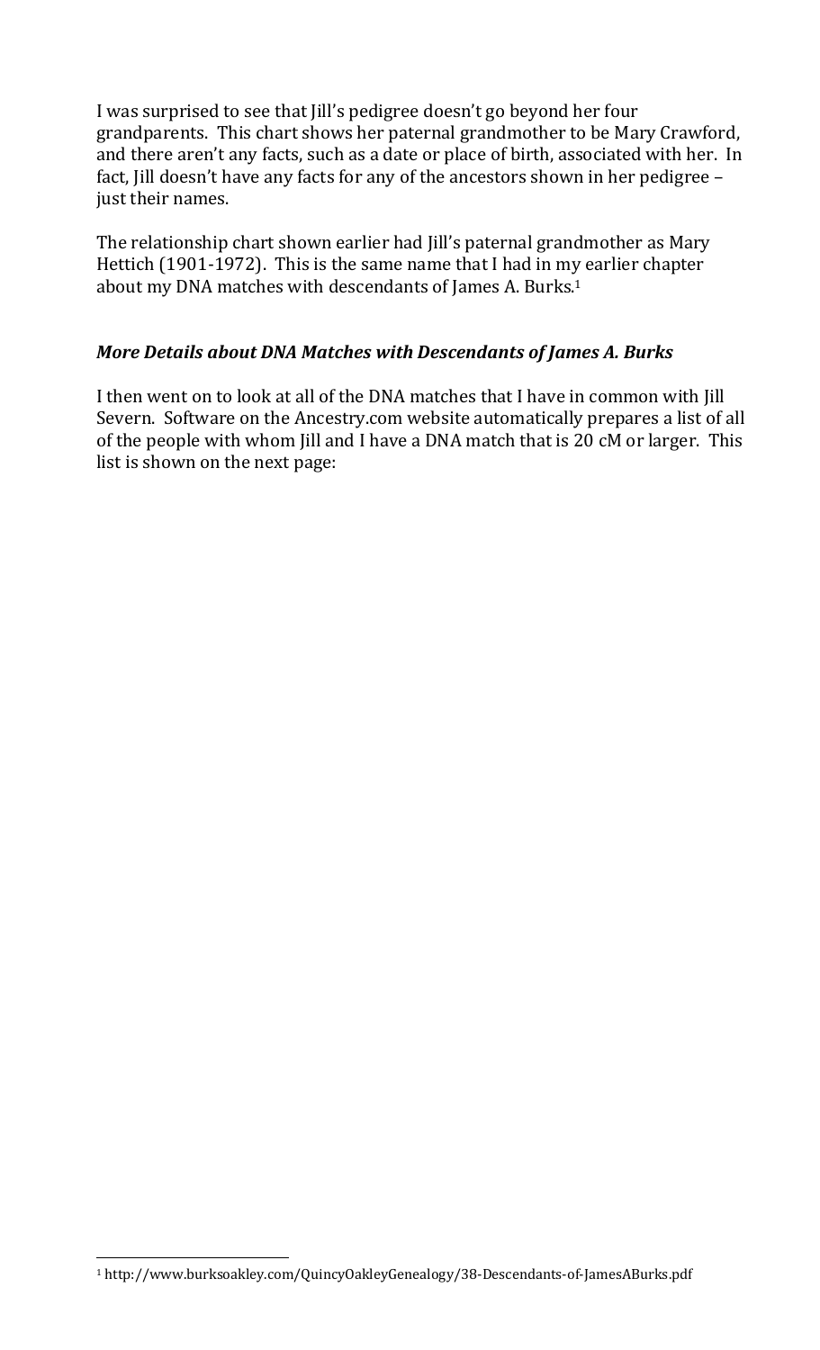I was surprised to see that Jill's pedigree doesn't go beyond her four grandparents. This chart shows her paternal grandmother to be Mary Crawford, and there aren't any facts, such as a date or place of birth, associated with her. In fact, Jill doesn't have any facts for any of the ancestors shown in her pedigree – just their names.

The relationship chart shown earlier had Jill's paternal grandmother as Mary Hettich (1901-1972). This is the same name that I had in my earlier chapter about my DNA matches with descendants of James A. Burks.[1]

### *More Details about DNA Matches with Descendants of James A. Burks*

I then went on to look at all of the DNA matches that I have in common with Jill Severn. Software on the Ancestry.com website automatically prepares a list of all of the people with whom Jill and I have a DNA match that is 20 cM or larger. This list is shown on the next page:

---

[1] http://www.burksoakley.com/QuincyOakleyGenealogy/38-Descendants-of-JamesABurks.pdf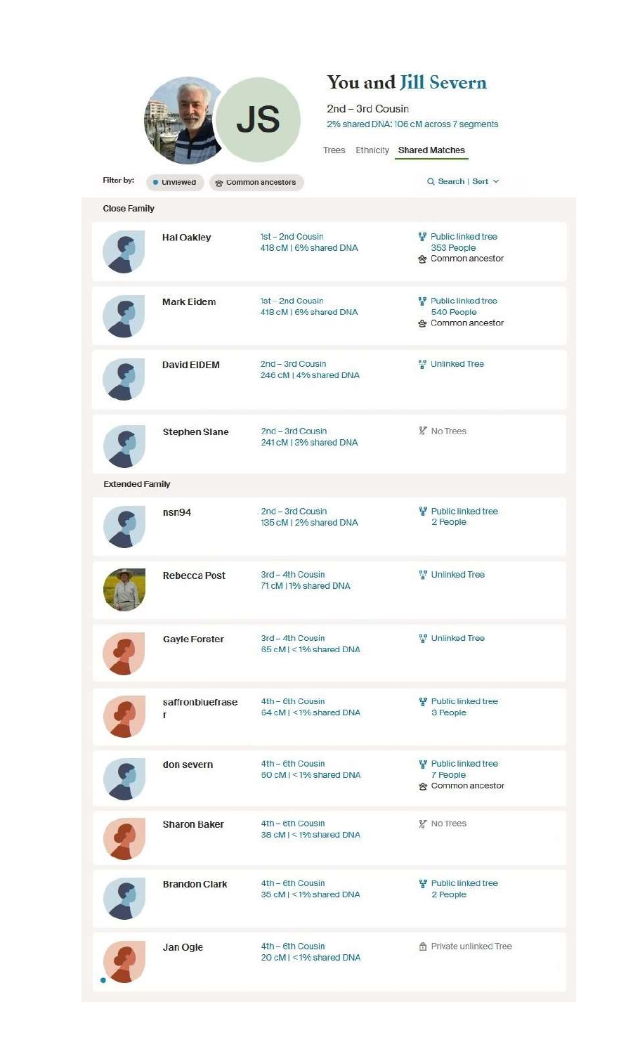# You and Jill Severn

2nd – 3rd Cousin

2% shared DNA: 106 cM across 7 segments

Trees | Ethnicity | **Shared Matches**

Filter by: Unviewed | Common ancestors

Search | Sort

## Close Family

| Name | Relationship | Tree |
|---|---|---|
| Hal Oakley | 1st – 2nd Cousin<br>418 cM \| 6% shared DNA | Public linked tree<br>353 People<br>Common ancestor |
| Mark Eidem | 1st – 2nd Cousin<br>418 cM \| 6% shared DNA | Public linked tree<br>540 People<br>Common ancestor |
| David EIDEM | 2nd – 3rd Cousin<br>246 cM \| 4% shared DNA | Unlinked Tree |
| Stephen Slane | 2nd – 3rd Cousin<br>241 cM \| 3% shared DNA | No Trees |

## Extended Family

| Name | Relationship | Tree |
|---|---|---|
| nsn94 | 2nd – 3rd Cousin<br>135 cM \| 2% shared DNA | Public linked tree<br>2 People |
| Rebecca Post | 3rd – 4th Cousin<br>71 cM \| 1% shared DNA | Unlinked Tree |
| Gayle Forster | 3rd – 4th Cousin<br>65 cM \| < 1% shared DNA | Unlinked Tree |
| saffronbluefraser | 4th – 6th Cousin<br>64 cM \| < 1% shared DNA | Public linked tree<br>3 People |
| don severn | 4th – 6th Cousin<br>60 cM \| < 1% shared DNA | Public linked tree<br>7 People<br>Common ancestor |
| Sharon Baker | 4th – 6th Cousin<br>38 cM \| < 1% shared DNA | No Trees |
| Brandon Clark | 4th – 6th Cousin<br>35 cM \| < 1% shared DNA | Public linked tree<br>2 People |
| Jan Ogle | 4th – 6th Cousin<br>20 cM \| < 1% shared DNA | Private unlinked Tree |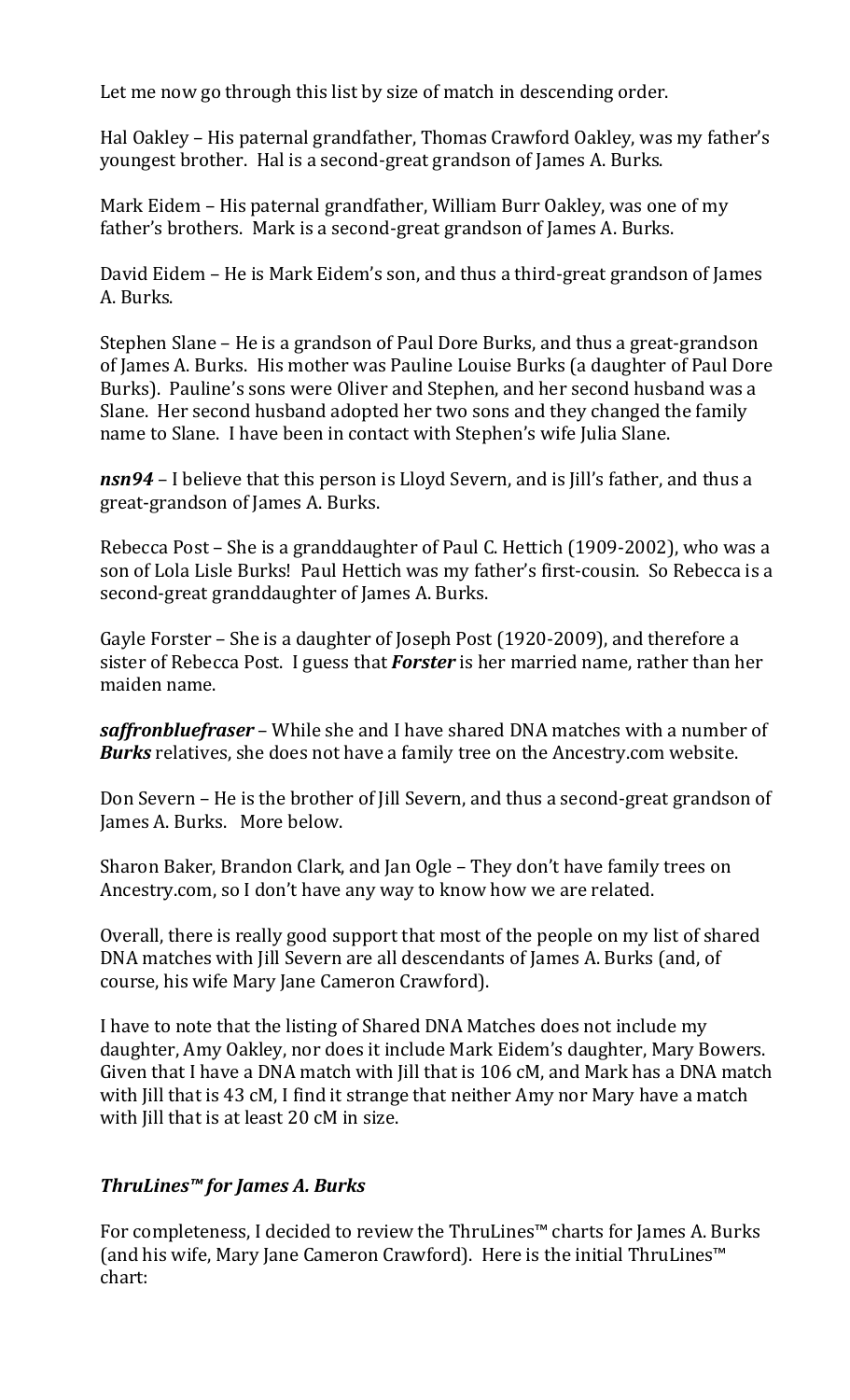Let me now go through this list by size of match in descending order.

Hal Oakley – His paternal grandfather, Thomas Crawford Oakley, was my father's youngest brother. Hal is a second-great grandson of James A. Burks.

Mark Eidem – His paternal grandfather, William Burr Oakley, was one of my father's brothers. Mark is a second-great grandson of James A. Burks.

David Eidem – He is Mark Eidem's son, and thus a third-great grandson of James A. Burks.

Stephen Slane – He is a grandson of Paul Dore Burks, and thus a great-grandson of James A. Burks. His mother was Pauline Louise Burks (a daughter of Paul Dore Burks). Pauline's sons were Oliver and Stephen, and her second husband was a Slane. Her second husband adopted her two sons and they changed the family name to Slane. I have been in contact with Stephen's wife Julia Slane.

***nsn94*** – I believe that this person is Lloyd Severn, and is Jill's father, and thus a great-grandson of James A. Burks.

Rebecca Post – She is a granddaughter of Paul C. Hettich (1909-2002), who was a son of Lola Lisle Burks! Paul Hettich was my father's first-cousin. So Rebecca is a second-great granddaughter of James A. Burks.

Gayle Forster – She is a daughter of Joseph Post (1920-2009), and therefore a sister of Rebecca Post. I guess that ***Forster*** is her married name, rather than her maiden name.

***saffronbluefraser*** – While she and I have shared DNA matches with a number of ***Burks*** relatives, she does not have a family tree on the Ancestry.com website.

Don Severn – He is the brother of Jill Severn, and thus a second-great grandson of James A. Burks. More below.

Sharon Baker, Brandon Clark, and Jan Ogle – They don't have family trees on Ancestry.com, so I don't have any way to know how we are related.

Overall, there is really good support that most of the people on my list of shared DNA matches with Jill Severn are all descendants of James A. Burks (and, of course, his wife Mary Jane Cameron Crawford).

I have to note that the listing of Shared DNA Matches does not include my daughter, Amy Oakley, nor does it include Mark Eidem's daughter, Mary Bowers. Given that I have a DNA match with Jill that is 106 cM, and Mark has a DNA match with Jill that is 43 cM, I find it strange that neither Amy nor Mary have a match with Jill that is at least 20 cM in size.

### ***ThruLines™ for James A. Burks***

For completeness, I decided to review the ThruLines™ charts for James A. Burks (and his wife, Mary Jane Cameron Crawford). Here is the initial ThruLines™ chart: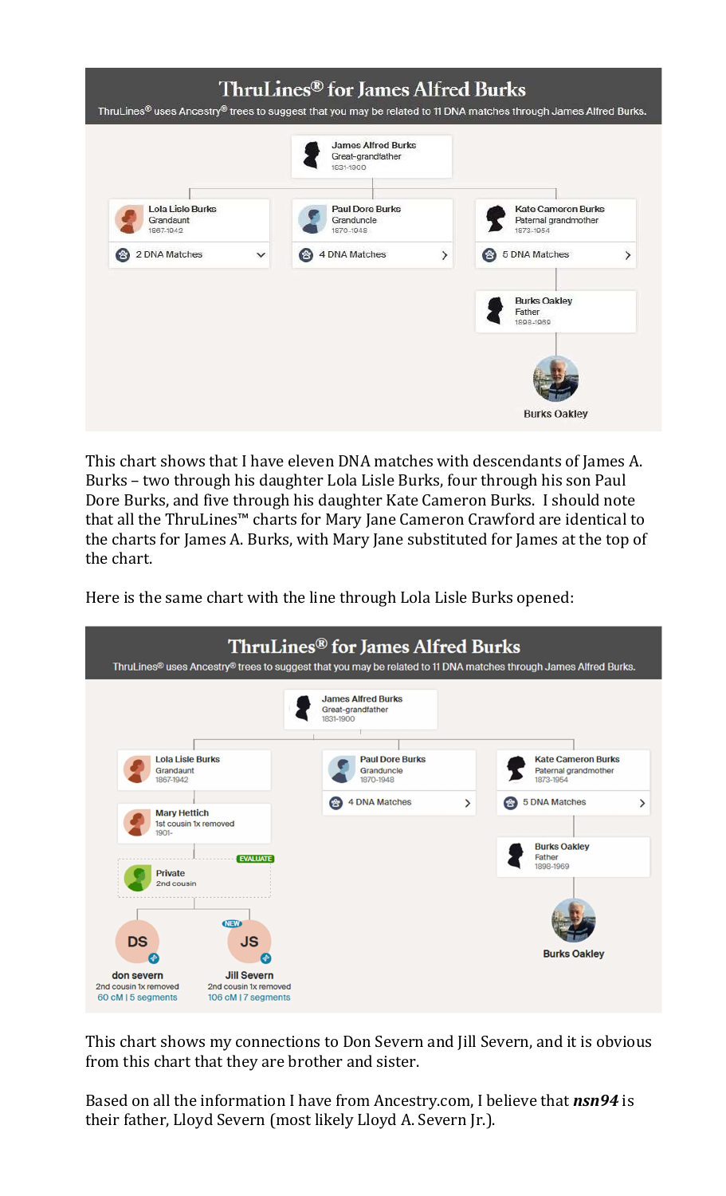## ThruLines® for James Alfred Burks

ThruLines® uses Ancestry® trees to suggest that you may be related to 11 DNA matches through James Alfred Burks.

James Alfred Burks
Great-grandfather
1831-1900

Lola Lisle Burks
Grandaunt
1867-1942
2 DNA Matches

Paul Dore Burks
Granduncle
1870-1948
4 DNA Matches

Kate Cameron Burks
Paternal grandmother
1873-1954
5 DNA Matches

Burks Oakley
Father
1898-1969

Burks Oakley

This chart shows that I have eleven DNA matches with descendants of James A. Burks – two through his daughter Lola Lisle Burks, four through his son Paul Dore Burks, and five through his daughter Kate Cameron Burks. I should note that all the ThruLines™ charts for Mary Jane Cameron Crawford are identical to the charts for James A. Burks, with Mary Jane substituted for James at the top of the chart.

Here is the same chart with the line through Lola Lisle Burks opened:

## ThruLines® for James Alfred Burks

ThruLines® uses Ancestry® trees to suggest that you may be related to 11 DNA matches through James Alfred Burks.

James Alfred Burks
Great-grandfather
1831-1900

Lola Lisle Burks
Grandaunt
1867-1942

Paul Dore Burks
Granduncle
1870-1948
4 DNA Matches

Kate Cameron Burks
Paternal grandmother
1873-1954
5 DNA Matches

Mary Hettich
1st cousin 1x removed
1901-

EVALUATE
Private
2nd cousin

Burks Oakley
Father
1898-1969

Burks Oakley

DS
don severn
2nd cousin 1x removed
60 cM | 5 segments

NEW
JS
Jill Severn
2nd cousin 1x removed
106 cM | 7 segments

This chart shows my connections to Don Severn and Jill Severn, and it is obvious from this chart that they are brother and sister.

Based on all the information I have from Ancestry.com, I believe that ***nsn94*** is their father, Lloyd Severn (most likely Lloyd A. Severn Jr.).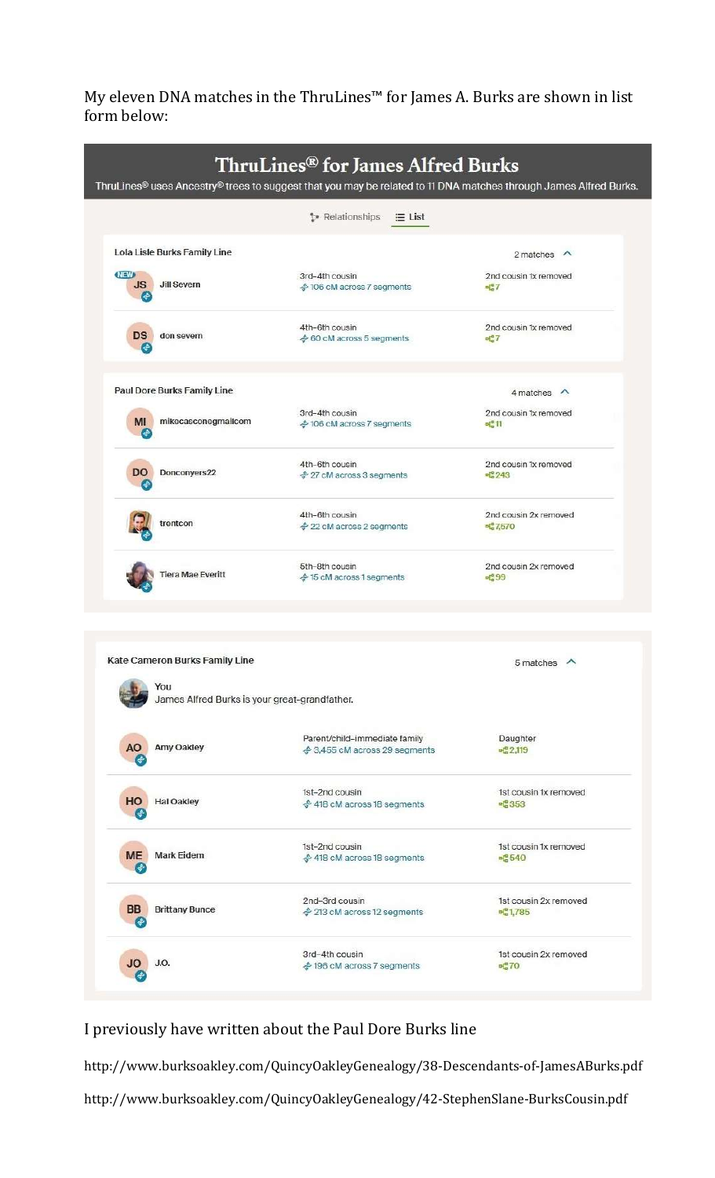My eleven DNA matches in the ThruLines™ for James A. Burks are shown in list form below:

## ThruLines® for James Alfred Burks

ThruLines® uses Ancestry® trees to suggest that you may be related to 11 DNA matches through James Alfred Burks.

Relationships | List

**Lola Lisle Burks Family Line** — 2 matches

| Match | Predicted Relationship | Relationship |
|---|---|---|
| JS Jill Severn (NEW) | 3rd–4th cousin, 106 cM across 7 segments | 2nd cousin 1x removed, 7 |
| DS don severn | 4th–6th cousin, 60 cM across 5 segments | 2nd cousin 1x removed, 7 |

**Paul Dore Burks Family Line** — 4 matches

| Match | Predicted Relationship | Relationship |
|---|---|---|
| MI mikecasconegmailcom | 3rd–4th cousin, 106 cM across 7 segments | 2nd cousin 1x removed, 11 |
| DO Donconyers22 | 4th–6th cousin, 27 cM across 3 segments | 2nd cousin 1x removed, 243 |
| trentcon | 4th–6th cousin, 22 cM across 2 segments | 2nd cousin 2x removed, 7,670 |
| Tiera Mae Everitt | 5th–8th cousin, 15 cM across 1 segments | 2nd cousin 2x removed, 99 |

**Kate Cameron Burks Family Line** — 5 matches

You — James Alfred Burks is your great-grandfather.

| Match | Predicted Relationship | Relationship |
|---|---|---|
| AO Amy Oakley | Parent/child–immediate family, 3,455 cM across 29 segments | Daughter, 2,119 |
| HO Hal Oakley | 1st–2nd cousin, 418 cM across 18 segments | 1st cousin 1x removed, 353 |
| ME Mark Eidem | 1st–2nd cousin, 419 cM across 18 segments | 1st cousin 1x removed, 540 |
| BB Brittany Bunce | 2nd–3rd cousin, 213 cM across 12 segments | 1st cousin 2x removed, 1,785 |
| JO J.O. | 3rd–4th cousin, 196 cM across 7 segments | 1st cousin 2x removed, 70 |

I previously have written about the Paul Dore Burks line

http://www.burksoakley.com/QuincyOakleyGenealogy/38-Descendants-of-JamesABurks.pdf

http://www.burksoakley.com/QuincyOakleyGenealogy/42-StephenSlane-BurksCousin.pdf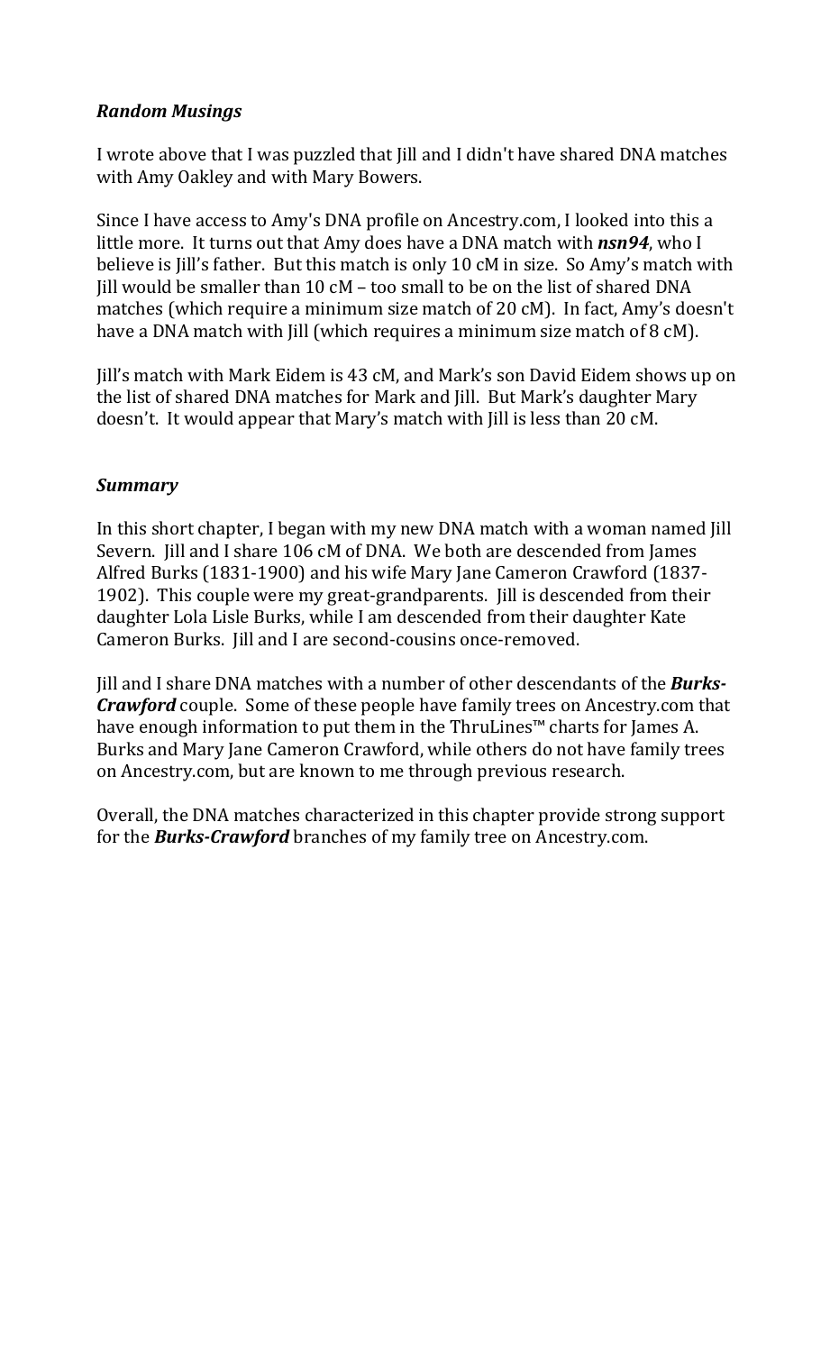### *Random Musings*

I wrote above that I was puzzled that Jill and I didn't have shared DNA matches with Amy Oakley and with Mary Bowers.

Since I have access to Amy's DNA profile on Ancestry.com, I looked into this a little more. It turns out that Amy does have a DNA match with ***nsn94***, who I believe is Jill's father. But this match is only 10 cM in size. So Amy's match with Jill would be smaller than 10 cM – too small to be on the list of shared DNA matches (which require a minimum size match of 20 cM). In fact, Amy's doesn't have a DNA match with Jill (which requires a minimum size match of 8 cM).

Jill's match with Mark Eidem is 43 cM, and Mark's son David Eidem shows up on the list of shared DNA matches for Mark and Jill. But Mark's daughter Mary doesn't. It would appear that Mary's match with Jill is less than 20 cM.

### *Summary*

In this short chapter, I began with my new DNA match with a woman named Jill Severn. Jill and I share 106 cM of DNA. We both are descended from James Alfred Burks (1831-1900) and his wife Mary Jane Cameron Crawford (1837-1902). This couple were my great-grandparents. Jill is descended from their daughter Lola Lisle Burks, while I am descended from their daughter Kate Cameron Burks. Jill and I are second-cousins once-removed.

Jill and I share DNA matches with a number of other descendants of the ***Burks-Crawford*** couple. Some of these people have family trees on Ancestry.com that have enough information to put them in the ThruLines™ charts for James A. Burks and Mary Jane Cameron Crawford, while others do not have family trees on Ancestry.com, but are known to me through previous research.

Overall, the DNA matches characterized in this chapter provide strong support for the ***Burks-Crawford*** branches of my family tree on Ancestry.com.